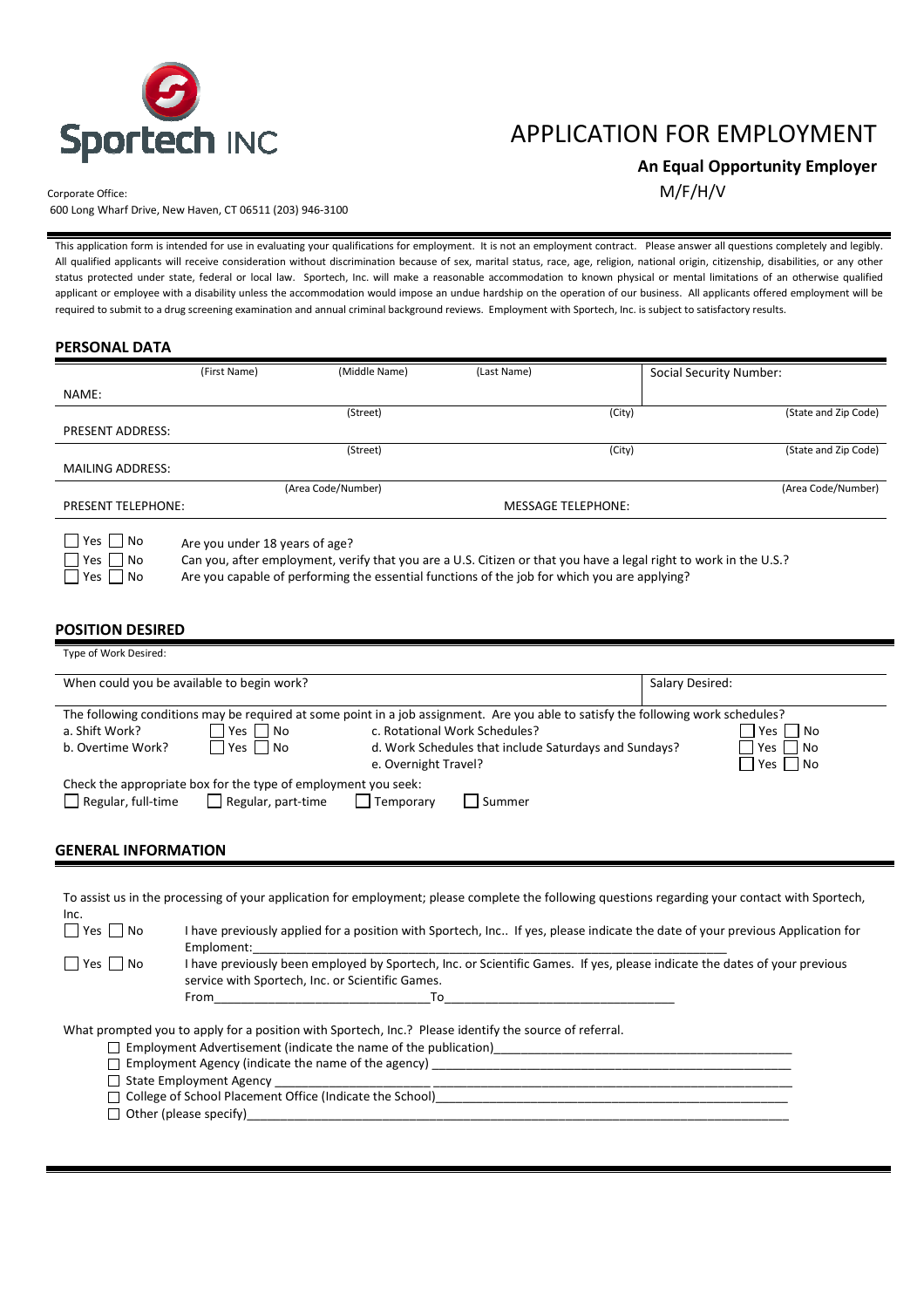Sportech INC

# APPLICATION FOR EMPLOYMENT

**An Equal Opportunity Employer**

M/F/H/V

Corporate Office:
600 Long Wharf Drive, New Haven, CT 06511 (203) 946-3100

This application form is intended for use in evaluating your qualifications for employment. It is not an employment contract. Please answer all questions completely and legibly. All qualified applicants will receive consideration without discrimination because of sex, marital status, race, age, religion, national origin, citizenship, disabilities, or any other status protected under state, federal or local law. Sportech, Inc. will make a reasonable accommodation to known physical or mental limitations of an otherwise qualified applicant or employee with a disability unless the accommodation would impose an undue hardship on the operation of our business. All applicants offered employment will be required to submit to a drug screening examination and annual criminal background reviews. Employment with Sportech, Inc. is subject to satisfactory results.

## PERSONAL DATA

| | (First Name) | (Middle Name) | (Last Name) | Social Security Number: |
|---|---|---|---|---|
| NAME: | | | | |

| | (Street) | (City) | (State and Zip Code) |
|---|---|---|---|
| PRESENT ADDRESS: | | | |
| MAILING ADDRESS: | | | |

| | (Area Code/Number) | | (Area Code/Number) |
|---|---|---|---|
| PRESENT TELEPHONE: | | MESSAGE TELEPHONE: | |

☐ Yes ☐ No Are you under 18 years of age?
☐ Yes ☐ No Can you, after employment, verify that you are a U.S. Citizen or that you have a legal right to work in the U.S.?
☐ Yes ☐ No Are you capable of performing the essential functions of the job for which you are applying?

## POSITION DESIRED

Type of Work Desired:

| When could you be available to begin work? | Salary Desired: |
|---|---|

The following conditions may be required at some point in a job assignment. Are you able to satisfy the following work schedules?

- a. Shift Work? ☐ Yes ☐ No
- b. Overtime Work? ☐ Yes ☐ No
- c. Rotational Work Schedules? ☐ Yes ☐ No
- d. Work Schedules that include Saturdays and Sundays? ☐ Yes ☐ No
- e. Overnight Travel? ☐ Yes ☐ No

Check the appropriate box for the type of employment you seek:
☐ Regular, full-time ☐ Regular, part-time ☐ Temporary ☐ Summer

## GENERAL INFORMATION

To assist us in the processing of your application for employment; please complete the following questions regarding your contact with Sportech, Inc.

☐ Yes ☐ No I have previously applied for a position with Sportech, Inc.. If yes, please indicate the date of your previous Application for Emploment:\_\_\_\_\_\_\_\_\_\_\_\_\_\_\_\_\_\_\_\_\_\_\_\_\_\_\_\_\_\_\_\_\_\_\_\_\_\_\_\_

☐ Yes ☐ No I have previously been employed by Sportech, Inc. or Scientific Games. If yes, please indicate the dates of your previous service with Sportech, Inc. or Scientific Games.
From\_\_\_\_\_\_\_\_\_\_\_\_\_\_\_\_\_\_\_\_\_\_\_\_\_\_\_\_To\_\_\_\_\_\_\_\_\_\_\_\_\_\_\_\_\_\_\_\_\_\_\_\_\_\_\_\_

What prompted you to apply for a position with Sportech, Inc.? Please identify the source of referral.

- ☐ Employment Advertisement (indicate the name of the publication)\_\_\_\_\_\_\_\_\_\_\_\_\_\_\_\_\_\_\_\_\_\_\_\_\_\_\_\_
- ☐ Employment Agency (indicate the name of the agency) \_\_\_\_\_\_\_\_\_\_\_\_\_\_\_\_\_\_\_\_\_\_\_\_\_\_\_\_
- ☐ State Employment Agency \_\_\_\_\_\_\_\_\_\_\_\_\_\_\_\_\_\_\_\_\_\_\_\_\_\_\_\_
- ☐ College of School Placement Office (Indicate the School)\_\_\_\_\_\_\_\_\_\_\_\_\_\_\_\_\_\_\_\_\_\_\_\_\_\_\_\_
- ☐ Other (please specify)\_\_\_\_\_\_\_\_\_\_\_\_\_\_\_\_\_\_\_\_\_\_\_\_\_\_\_\_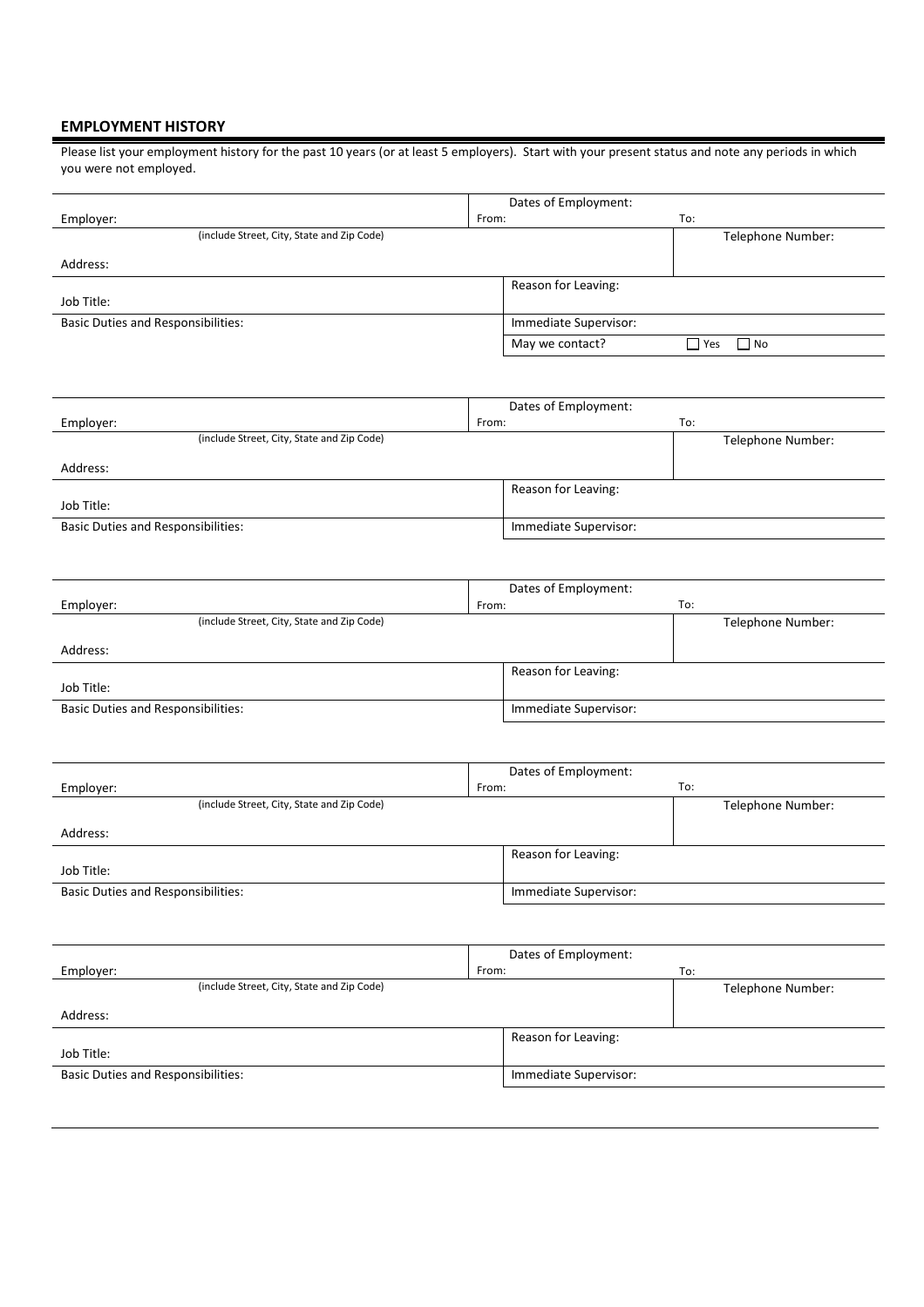## EMPLOYMENT HISTORY

Please list your employment history for the past 10 years (or at least 5 employers). Start with your present status and note any periods in which you were not employed.

| Employer: | Dates of Employment: From: | To: |
|---|---|---|
| Address: (include Street, City, State and Zip Code) | | Telephone Number: |
| Job Title: | Reason for Leaving: | |
| Basic Duties and Responsibilities: | Immediate Supervisor: | |
| | May we contact? | ☐ Yes ☐ No |

| Employer: | Dates of Employment: From: | To: |
|---|---|---|
| Address: (include Street, City, State and Zip Code) | | Telephone Number: |
| Job Title: | Reason for Leaving: | |
| Basic Duties and Responsibilities: | Immediate Supervisor: | |

| Employer: | Dates of Employment: From: | To: |
|---|---|---|
| Address: (include Street, City, State and Zip Code) | | Telephone Number: |
| Job Title: | Reason for Leaving: | |
| Basic Duties and Responsibilities: | Immediate Supervisor: | |

| Employer: | Dates of Employment: From: | To: |
|---|---|---|
| Address: (include Street, City, State and Zip Code) | | Telephone Number: |
| Job Title: | Reason for Leaving: | |
| Basic Duties and Responsibilities: | Immediate Supervisor: | |

| Employer: | Dates of Employment: From: | To: |
|---|---|---|
| Address: (include Street, City, State and Zip Code) | | Telephone Number: |
| Job Title: | Reason for Leaving: | |
| Basic Duties and Responsibilities: | Immediate Supervisor: | |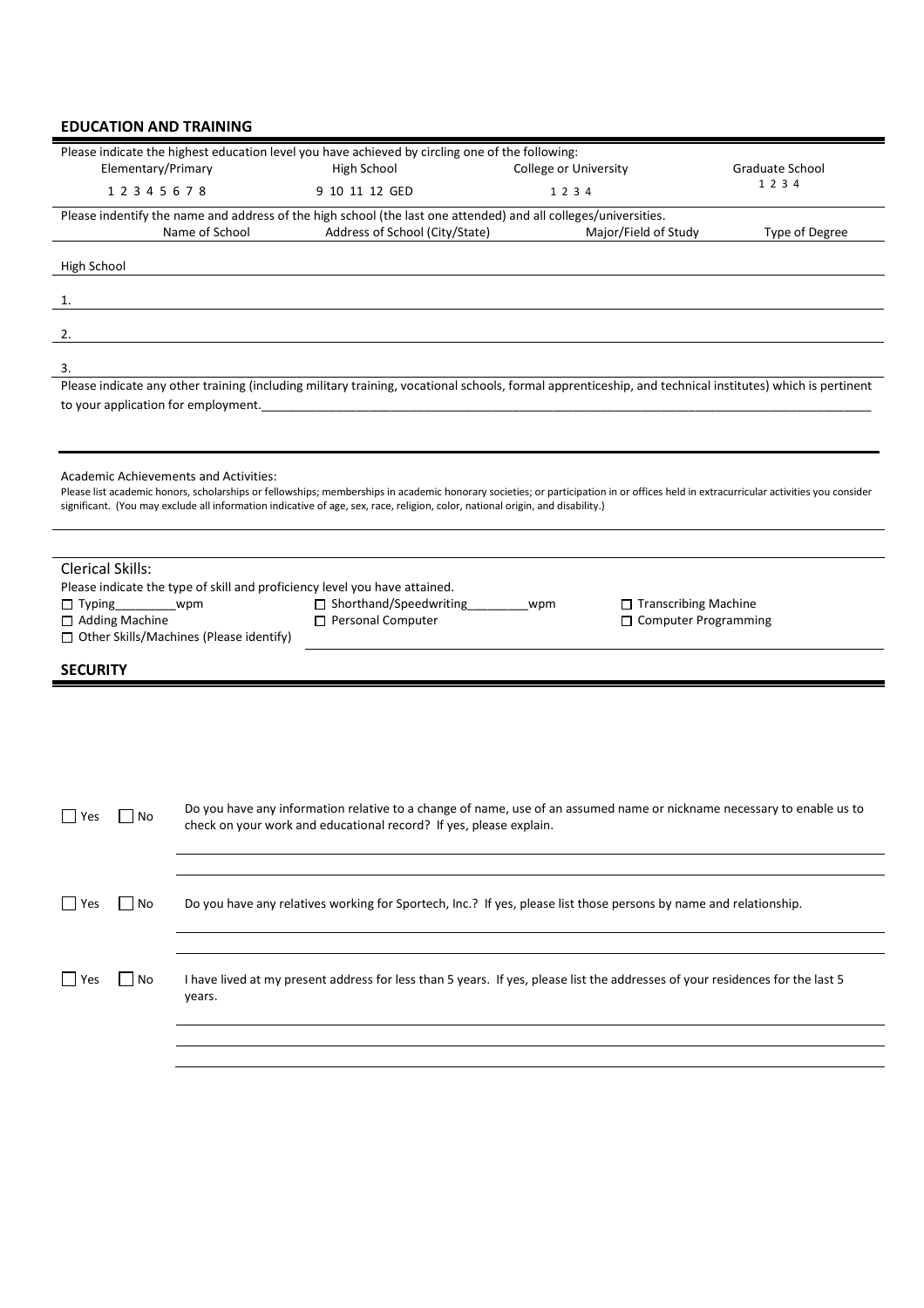## EDUCATION AND TRAINING

Please indicate the highest education level you have achieved by circling one of the following:

| Elementary/Primary | High School | College or University | Graduate School |
| --- | --- | --- | --- |
| 1 2 3 4 5 6 7 8 | 9 10 11 12 GED | 1 2 3 4 | 1 2 3 4 |

Please indentify the name and address of the high school (the last one attended) and all colleges/universities.

| | Name of School | Address of School (City/State) | Major/Field of Study | Type of Degree |
| --- | --- | --- | --- | --- |
| High School | | | | |
| 1. | | | | |
| 2. | | | | |
| 3. | | | | |

Please indicate any other training (including military training, vocational schools, formal apprenticeship, and technical institutes) which is pertinent to your application for employment.\_\_\_\_\_\_\_\_\_\_\_\_\_\_\_\_\_\_\_\_\_\_\_\_\_\_\_\_\_\_\_\_\_\_\_\_\_\_\_\_\_\_\_\_\_\_\_\_\_\_\_\_\_\_\_\_\_\_

Academic Achievements and Activities:

Please list academic honors, scholarships or fellowships; memberships in academic honorary societies; or participation in or offices held in extracurricular activities you consider significant. (You may exclude all information indicative of age, sex, race, religion, color, national origin, and disability.)

Clerical Skills:

Please indicate the type of skill and proficiency level you have attained.

☐ Typing\_\_\_\_\_\_\_\_\_wpm ☐ Shorthand/Speedwriting\_\_\_\_\_\_\_\_\_wpm ☐ Transcribing Machine

☐ Adding Machine ☐ Personal Computer ☐ Computer Programming

☐ Other Skills/Machines (Please identify)

## SECURITY

☐ Yes ☐ No Do you have any information relative to a change of name, use of an assumed name or nickname necessary to enable us to check on your work and educational record? If yes, please explain.

☐ Yes ☐ No Do you have any relatives working for Sportech, Inc.? If yes, please list those persons by name and relationship.

☐ Yes ☐ No I have lived at my present address for less than 5 years. If yes, please list the addresses of your residences for the last 5 years.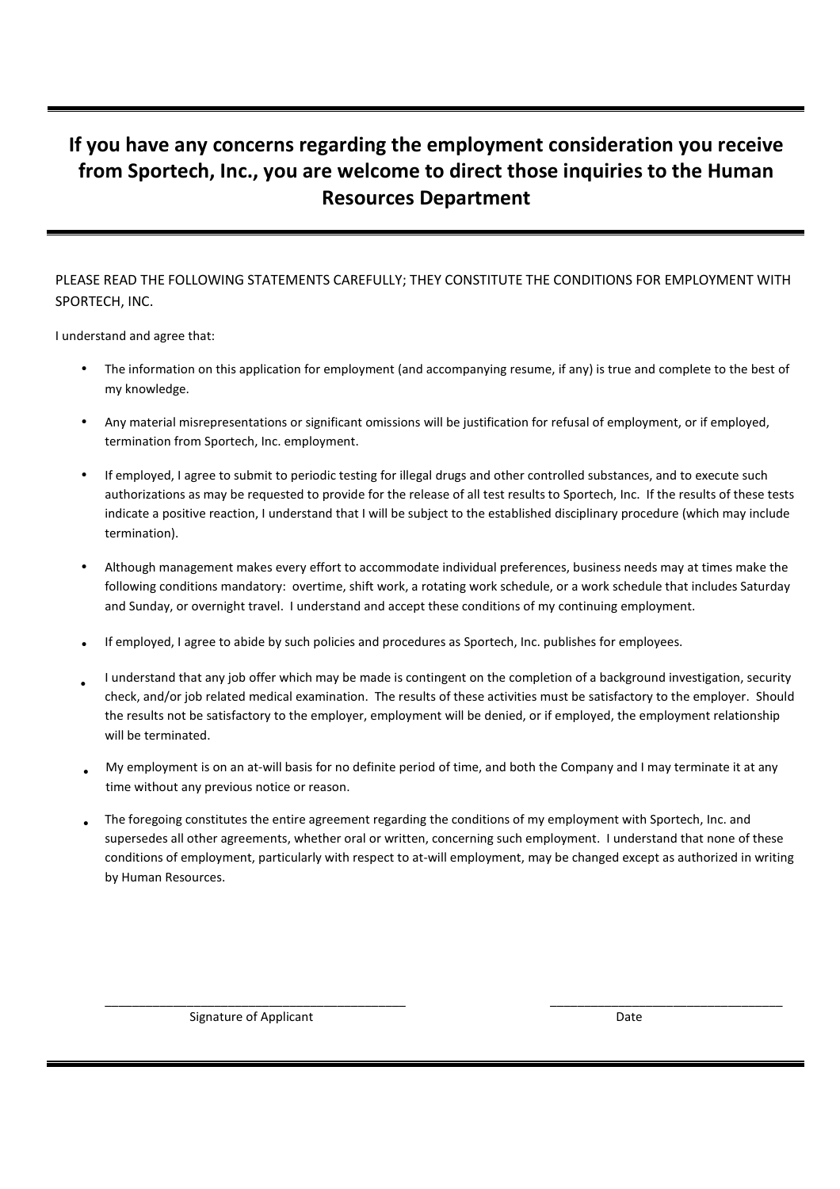## If you have any concerns regarding the employment consideration you receive from Sportech, Inc., you are welcome to direct those inquiries to the Human Resources Department

---

PLEASE READ THE FOLLOWING STATEMENTS CAREFULLY; THEY CONSTITUTE THE CONDITIONS FOR EMPLOYMENT WITH SPORTECH, INC.

I understand and agree that:

- The information on this application for employment (and accompanying resume, if any) is true and complete to the best of my knowledge.
- Any material misrepresentations or significant omissions will be justification for refusal of employment, or if employed, termination from Sportech, Inc. employment.
- If employed, I agree to submit to periodic testing for illegal drugs and other controlled substances, and to execute such authorizations as may be requested to provide for the release of all test results to Sportech, Inc. If the results of these tests indicate a positive reaction, I understand that I will be subject to the established disciplinary procedure (which may include termination).
- Although management makes every effort to accommodate individual preferences, business needs may at times make the following conditions mandatory: overtime, shift work, a rotating work schedule, or a work schedule that includes Saturday and Sunday, or overnight travel. I understand and accept these conditions of my continuing employment.
- If employed, I agree to abide by such policies and procedures as Sportech, Inc. publishes for employees.
- I understand that any job offer which may be made is contingent on the completion of a background investigation, security check, and/or job related medical examination. The results of these activities must be satisfactory to the employer. Should the results not be satisfactory to the employer, employment will be denied, or if employed, the employment relationship will be terminated.
- My employment is on an at-will basis for no definite period of time, and both the Company and I may terminate it at any time without any previous notice or reason.
- The foregoing constitutes the entire agreement regarding the conditions of my employment with Sportech, Inc. and supersedes all other agreements, whether oral or written, concerning such employment. I understand that none of these conditions of employment, particularly with respect to at-will employment, may be changed except as authorized in writing by Human Resources.

\_\_\_\_\_\_\_\_\_\_\_\_\_\_\_\_\_\_\_\_\_\_\_\_\_\_\_\_\_\_\_\_\_\_\_\_\_\_\_\_\_\_\_\_ Signature of Applicant

\_\_\_\_\_\_\_\_\_\_\_\_\_\_\_\_\_\_\_\_\_\_\_\_\_\_\_\_\_\_\_\_\_\_\_\_ Date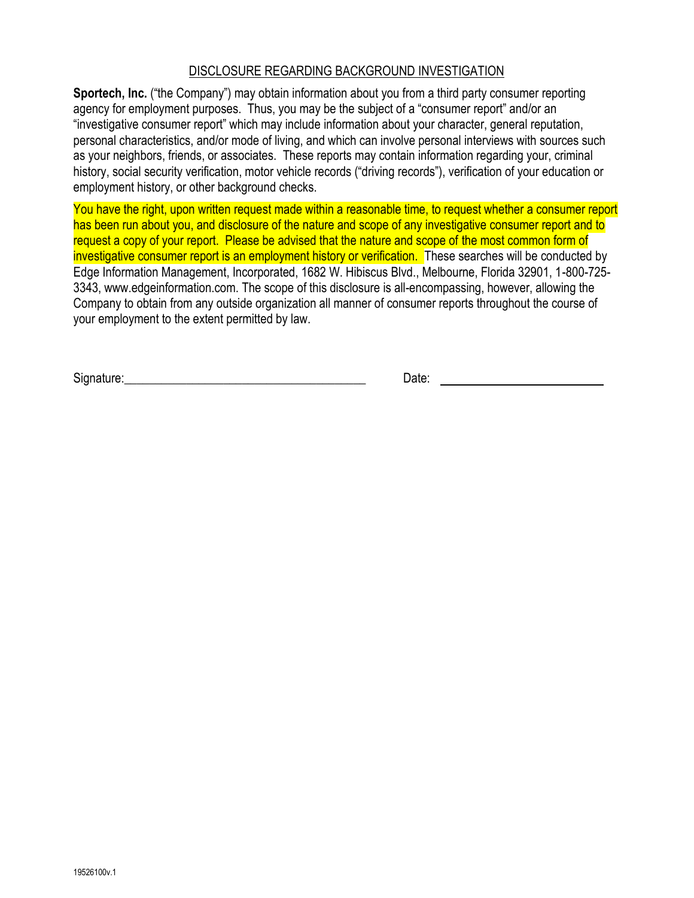<u>DISCLOSURE REGARDING BACKGROUND INVESTIGATION</u>

**Sportech, Inc.** ("the Company") may obtain information about you from a third party consumer reporting agency for employment purposes. Thus, you may be the subject of a "consumer report" and/or an "investigative consumer report" which may include information about your character, general reputation, personal characteristics, and/or mode of living, and which can involve personal interviews with sources such as your neighbors, friends, or associates. These reports may contain information regarding your, criminal history, social security verification, motor vehicle records ("driving records"), verification of your education or employment history, or other background checks.

You have the right, upon written request made within a reasonable time, to request whether a consumer report has been run about you, and disclosure of the nature and scope of any investigative consumer report and to request a copy of your report. Please be advised that the nature and scope of the most common form of investigative consumer report is an employment history or verification. These searches will be conducted by Edge Information Management, Incorporated, 1682 W. Hibiscus Blvd., Melbourne, Florida 32901, 1-800-725-3343, www.edgeinformation.com. The scope of this disclosure is all-encompassing, however, allowing the Company to obtain from any outside organization all manner of consumer reports throughout the course of your employment to the extent permitted by law.

Signature:______________________________________ Date: __________________________

19526100v.1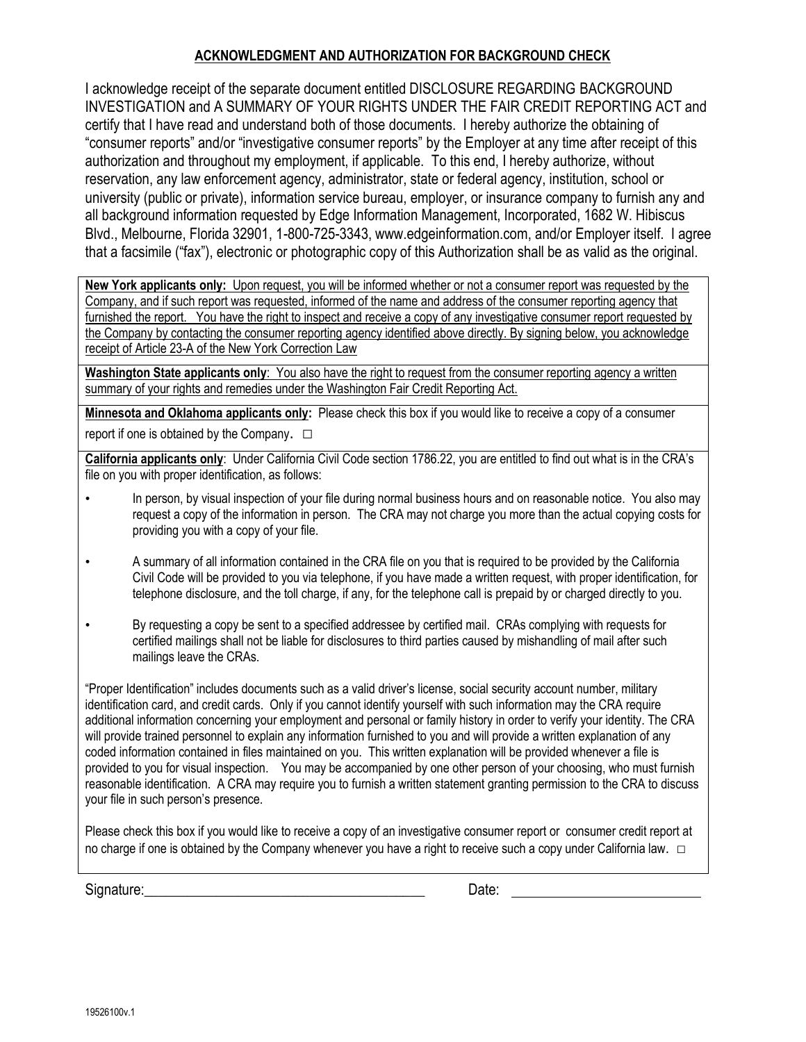## ACKNOWLEDGMENT AND AUTHORIZATION FOR BACKGROUND CHECK

I acknowledge receipt of the separate document entitled DISCLOSURE REGARDING BACKGROUND INVESTIGATION and A SUMMARY OF YOUR RIGHTS UNDER THE FAIR CREDIT REPORTING ACT and certify that I have read and understand both of those documents. I hereby authorize the obtaining of "consumer reports" and/or "investigative consumer reports" by the Employer at any time after receipt of this authorization and throughout my employment, if applicable. To this end, I hereby authorize, without reservation, any law enforcement agency, administrator, state or federal agency, institution, school or university (public or private), information service bureau, employer, or insurance company to furnish any and all background information requested by Edge Information Management, Incorporated, 1682 W. Hibiscus Blvd., Melbourne, Florida 32901, 1-800-725-3343, www.edgeinformation.com, and/or Employer itself. I agree that a facsimile ("fax"), electronic or photographic copy of this Authorization shall be as valid as the original.

**New York applicants only:** Upon request, you will be informed whether or not a consumer report was requested by the Company, and if such report was requested, informed of the name and address of the consumer reporting agency that furnished the report. You have the right to inspect and receive a copy of any investigative consumer report requested by the Company by contacting the consumer reporting agency identified above directly. By signing below, you acknowledge receipt of Article 23-A of the New York Correction Law

**Washington State applicants only**: You also have the right to request from the consumer reporting agency a written summary of your rights and remedies under the Washington Fair Credit Reporting Act.

**Minnesota and Oklahoma applicants only:** Please check this box if you would like to receive a copy of a consumer report if one is obtained by the Company. □

**California applicants only**: Under California Civil Code section 1786.22, you are entitled to find out what is in the CRA's file on you with proper identification, as follows:

- In person, by visual inspection of your file during normal business hours and on reasonable notice. You also may request a copy of the information in person. The CRA may not charge you more than the actual copying costs for providing you with a copy of your file.
- A summary of all information contained in the CRA file on you that is required to be provided by the California Civil Code will be provided to you via telephone, if you have made a written request, with proper identification, for telephone disclosure, and the toll charge, if any, for the telephone call is prepaid by or charged directly to you.
- By requesting a copy be sent to a specified addressee by certified mail. CRAs complying with requests for certified mailings shall not be liable for disclosures to third parties caused by mishandling of mail after such mailings leave the CRAs.

"Proper Identification" includes documents such as a valid driver's license, social security account number, military identification card, and credit cards. Only if you cannot identify yourself with such information may the CRA require additional information concerning your employment and personal or family history in order to verify your identity. The CRA will provide trained personnel to explain any information furnished to you and will provide a written explanation of any coded information contained in files maintained on you. This written explanation will be provided whenever a file is provided to you for visual inspection. You may be accompanied by one other person of your choosing, who must furnish reasonable identification. A CRA may require you to furnish a written statement granting permission to the CRA to discuss your file in such person's presence.

Please check this box if you would like to receive a copy of an investigative consumer report or consumer credit report at no charge if one is obtained by the Company whenever you have a right to receive such a copy under California law. □

Signature:_______________________________________ Date: __________________________

19526100v.1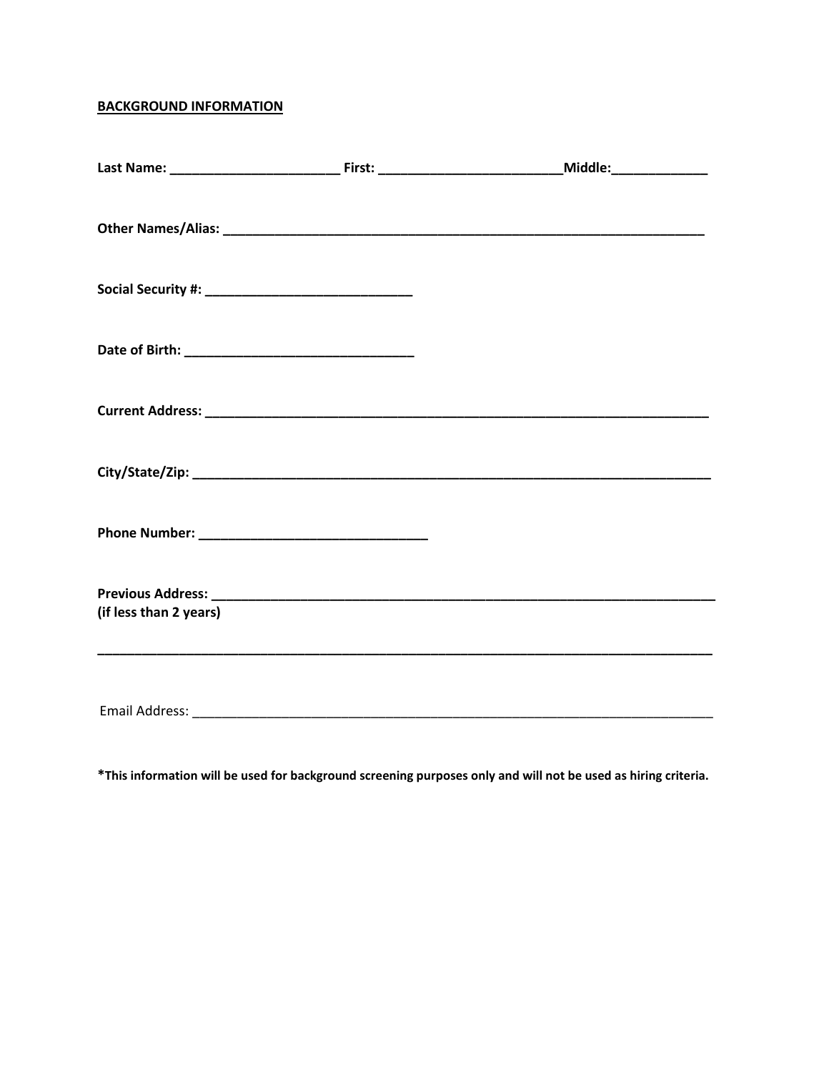**BACKGROUND INFORMATION**

**Last Name: _______________________ First: _________________________Middle:_____________**

**Other Names/Alias: _____________________________________________________________________**

**Social Security #: ____________________________**

**Date of Birth: _______________________________**

**Current Address: ______________________________________________________________________**

**City/State/Zip: _________________________________________________________________________**

**Phone Number: _______________________________**

**Previous Address: _____________________________________________________________________**
**(if less than 2 years)**

**_________________________________________________________________________________________**

Email Address: _______________________________________________________________________

***This information will be used for background screening purposes only and will not be used as hiring criteria.**